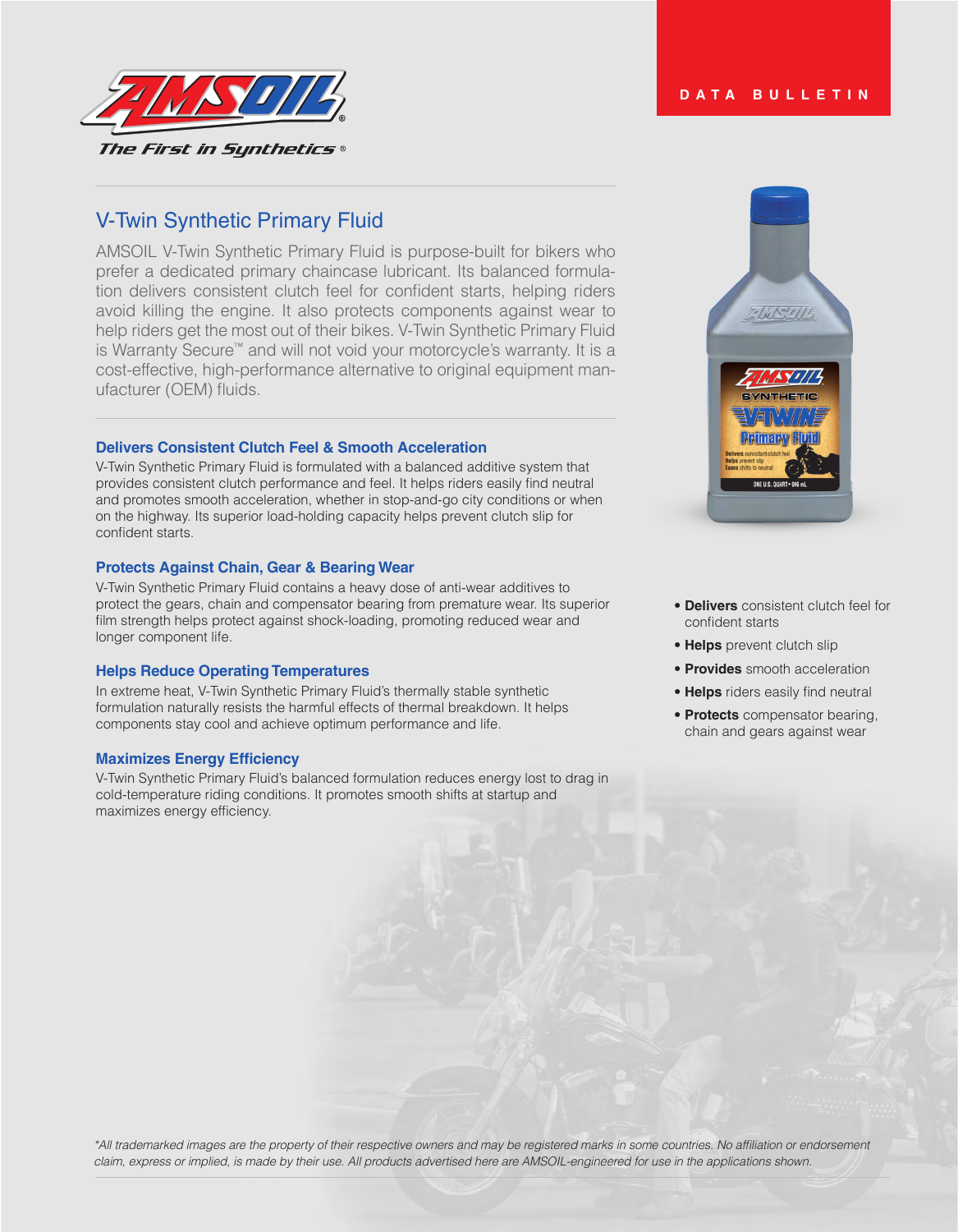DATA BULLETIN

# V-Twin Synthetic Primary Fluid

AMSOIL V-Twin Synthetic Primary Fluid is purpose-built for bikers who prefer a dedicated primary chaincase lubricant. Its balanced formulation delivers consistent clutch feel for confident starts, helping riders avoid killing the engine. It also protects components against wear to help riders get the most out of their bikes. V-Twin Synthetic Primary Fluid is Warranty Secure™ and will not void your motorcycle's warranty. It is a cost-effective, high-performance alternative to original equipment manufacturer (OEM) fluids.

- **Delivers** consistent clutch feel for confident starts
- **Helps** prevent clutch slip
- **Provides** smooth acceleration
- **Helps** riders easily find neutral
- **Protects** compensator bearing, chain and gears against wear

### Delivers Consistent Clutch Feel & Smooth Acceleration

V-Twin Synthetic Primary Fluid is formulated with a balanced additive system that provides consistent clutch performance and feel. It helps riders easily find neutral and promotes smooth acceleration, whether in stop-and-go city conditions or when on the highway. Its superior load-holding capacity helps prevent clutch slip for confident starts.

### Protects Against Chain, Gear & Bearing Wear

V-Twin Synthetic Primary Fluid contains a heavy dose of anti-wear additives to protect the gears, chain and compensator bearing from premature wear. Its superior film strength helps protect against shock-loading, promoting reduced wear and longer component life.

### Helps Reduce Operating Temperatures

In extreme heat, V-Twin Synthetic Primary Fluid's thermally stable synthetic formulation naturally resists the harmful effects of thermal breakdown. It helps components stay cool and achieve optimum performance and life.

### Maximizes Energy Efficiency

V-Twin Synthetic Primary Fluid's balanced formulation reduces energy lost to drag in cold-temperature riding conditions. It promotes smooth shifts at startup and maximizes energy efficiency.

*\*All trademarked images are the property of their respective owners and may be registered marks in some countries. No affiliation or endorsement claim, express or implied, is made by their use. All products advertised here are AMSOIL-engineered for use in the applications shown.*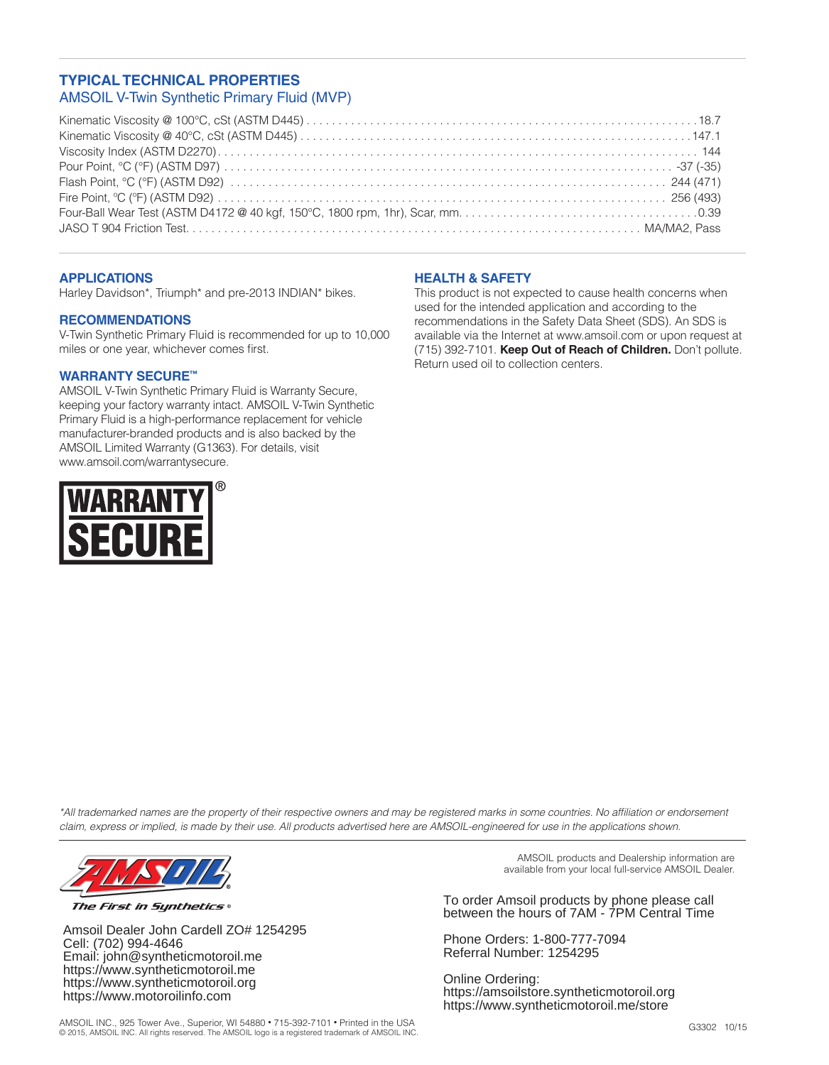## TYPICAL TECHNICAL PROPERTIES

### AMSOIL V-Twin Synthetic Primary Fluid (MVP)

| | |
|---|---|
| Kinematic Viscosity @ 100°C, cSt (ASTM D445) | 18.7 |
| Kinematic Viscosity @ 40°C, cSt (ASTM D445) | 147.1 |
| Viscosity Index (ASTM D2270) | 144 |
| Pour Point, °C (°F) (ASTM D97) | -37 (-35) |
| Flash Point, °C (°F) (ASTM D92) | 244 (471) |
| Fire Point, °C (°F) (ASTM D92) | 256 (493) |
| Four-Ball Wear Test (ASTM D4172 @ 40 kgf, 150°C, 1800 rpm, 1hr), Scar, mm. | 0.39 |
| JASO T 904 Friction Test. | MA/MA2, Pass |

### APPLICATIONS

Harley Davidson*, Triumph* and pre-2013 INDIAN* bikes.

### RECOMMENDATIONS

V-Twin Synthetic Primary Fluid is recommended for up to 10,000 miles or one year, whichever comes first.

### WARRANTY SECURE™

AMSOIL V-Twin Synthetic Primary Fluid is Warranty Secure, keeping your factory warranty intact. AMSOIL V-Twin Synthetic Primary Fluid is a high-performance replacement for vehicle manufacturer-branded products and is also backed by the AMSOIL Limited Warranty (G1363). For details, visit www.amsoil.com/warrantysecure.

WARRANTY SECURE®

### HEALTH & SAFETY

This product is not expected to cause health concerns when used for the intended application and according to the recommendations in the Safety Data Sheet (SDS). An SDS is available via the Internet at www.amsoil.com or upon request at (715) 392-7101. **Keep Out of Reach of Children.** Don't pollute. Return used oil to collection centers.

*\*All trademarked names are the property of their respective owners and may be registered marks in some countries. No affiliation or endorsement claim, express or implied, is made by their use. All products advertised here are AMSOIL-engineered for use in the applications shown.*

AMSOIL®

*The First in Synthetics®*

Amsoil Dealer John Cardell ZO# 1254295
Cell: (702) 994-4646
Email: john@syntheticmotoroil.me
https://www.syntheticmotoroil.me
https://www.syntheticmotoroil.org
https://www.motoroilinfo.com

AMSOIL products and Dealership information are available from your local full-service AMSOIL Dealer.

To order Amsoil products by phone please call between the hours of 7AM - 7PM Central Time

Phone Orders: 1-800-777-7094
Referral Number: 1254295

Online Ordering:
https://amsoilstore.syntheticmotoroil.org
https://www.syntheticmotoroil.me/store

AMSOIL INC., 925 Tower Ave., Superior, WI 54880 • 715-392-7101 • Printed in the USA
© 2015, AMSOIL INC. All rights reserved. The AMSOIL logo is a registered trademark of AMSOIL INC.

G3302 10/15